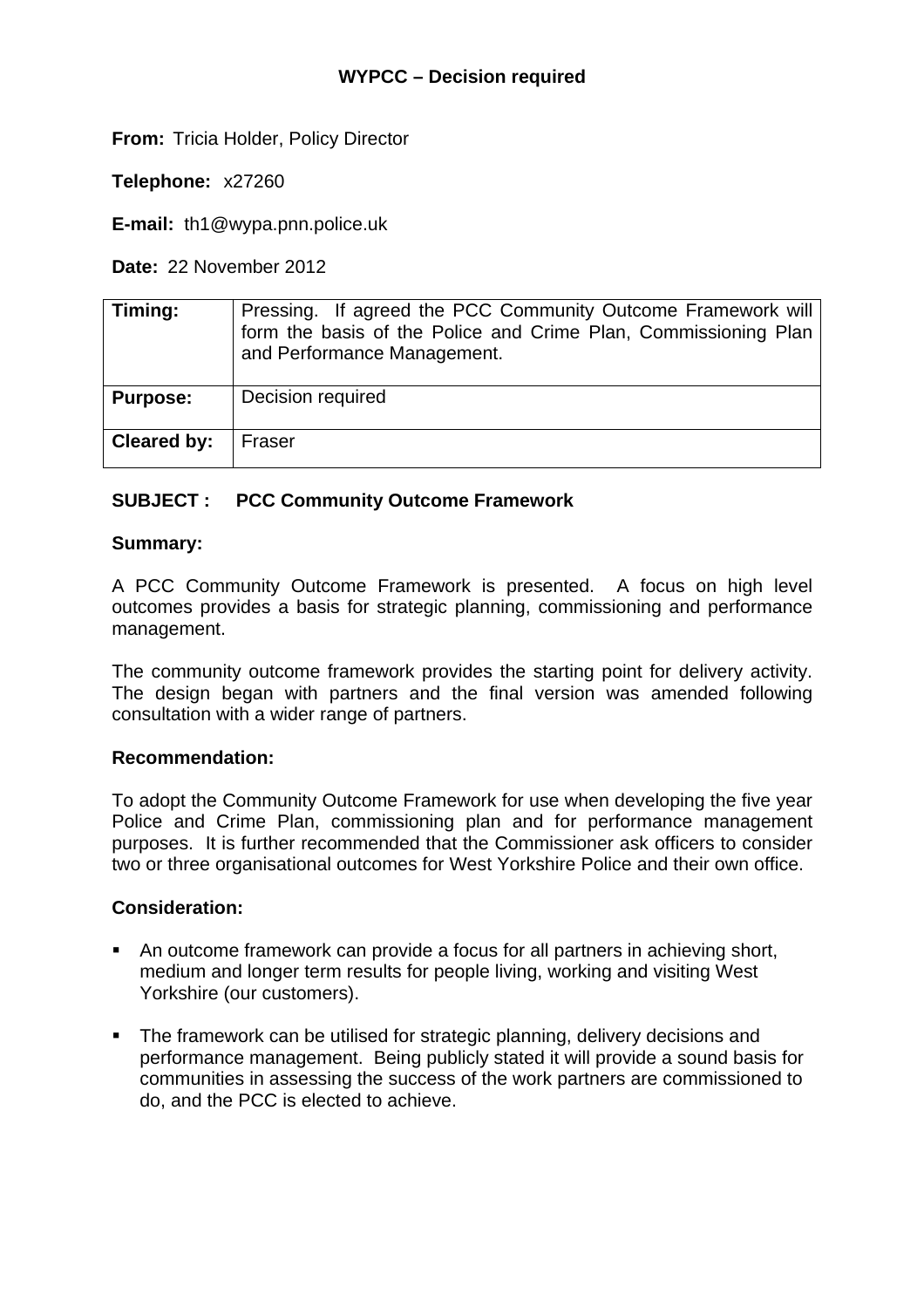## WYPCC – Decision required

**From:** Tricia Holder, Policy Director

**Telephone:** x27260

**E-mail:** th1@wypa.pnn.police.uk

**Date:** 22 November 2012

| | |
|---|---|
| **Timing:** | Pressing. If agreed the PCC Community Outcome Framework will form the basis of the Police and Crime Plan, Commissioning Plan and Performance Management. |
| **Purpose:** | Decision required |
| **Cleared by:** | Fraser |

### SUBJECT : PCC Community Outcome Framework

**Summary:**

A PCC Community Outcome Framework is presented. A focus on high level outcomes provides a basis for strategic planning, commissioning and performance management.

The community outcome framework provides the starting point for delivery activity. The design began with partners and the final version was amended following consultation with a wider range of partners.

**Recommendation:**

To adopt the Community Outcome Framework for use when developing the five year Police and Crime Plan, commissioning plan and for performance management purposes. It is further recommended that the Commissioner ask officers to consider two or three organisational outcomes for West Yorkshire Police and their own office.

**Consideration:**

- An outcome framework can provide a focus for all partners in achieving short, medium and longer term results for people living, working and visiting West Yorkshire (our customers).
- The framework can be utilised for strategic planning, delivery decisions and performance management. Being publicly stated it will provide a sound basis for communities in assessing the success of the work partners are commissioned to do, and the PCC is elected to achieve.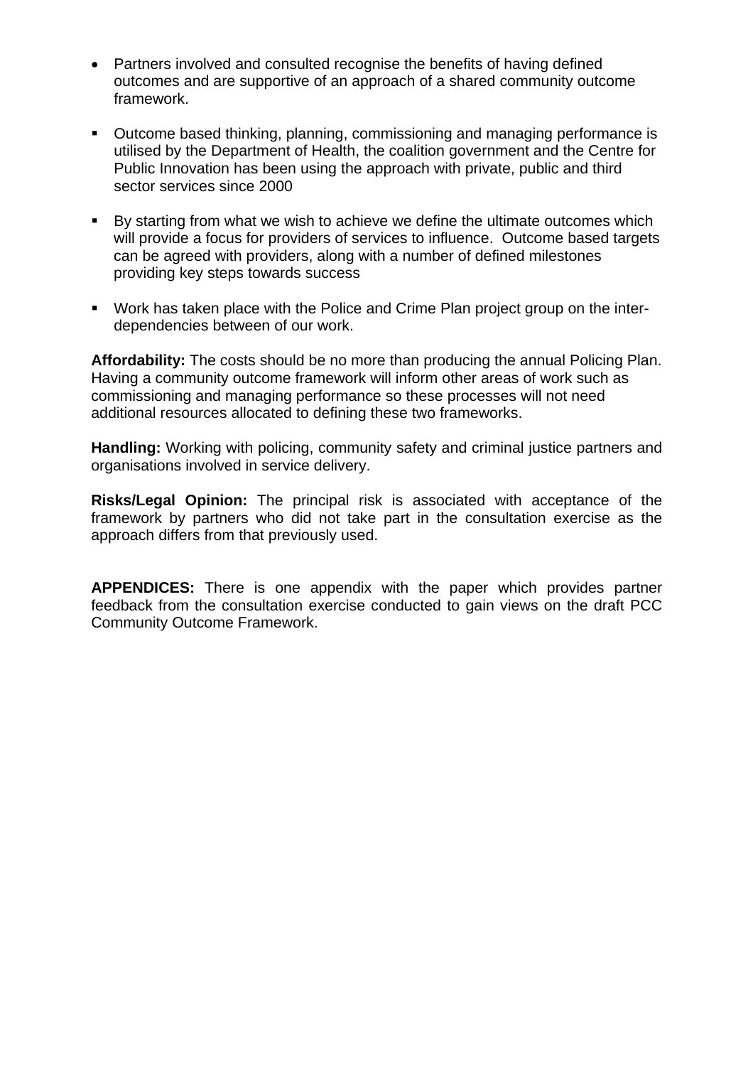- Partners involved and consulted recognise the benefits of having defined outcomes and are supportive of an approach of a shared community outcome framework.

- Outcome based thinking, planning, commissioning and managing performance is utilised by the Department of Health, the coalition government and the Centre for Public Innovation has been using the approach with private, public and third sector services since 2000

- By starting from what we wish to achieve we define the ultimate outcomes which will provide a focus for providers of services to influence. Outcome based targets can be agreed with providers, along with a number of defined milestones providing key steps towards success

- Work has taken place with the Police and Crime Plan project group on the inter-dependencies between of our work.

**Affordability:** The costs should be no more than producing the annual Policing Plan. Having a community outcome framework will inform other areas of work such as commissioning and managing performance so these processes will not need additional resources allocated to defining these two frameworks.

**Handling:** Working with policing, community safety and criminal justice partners and organisations involved in service delivery.

**Risks/Legal Opinion:** The principal risk is associated with acceptance of the framework by partners who did not take part in the consultation exercise as the approach differs from that previously used.

**APPENDICES:** There is one appendix with the paper which provides partner feedback from the consultation exercise conducted to gain views on the draft PCC Community Outcome Framework.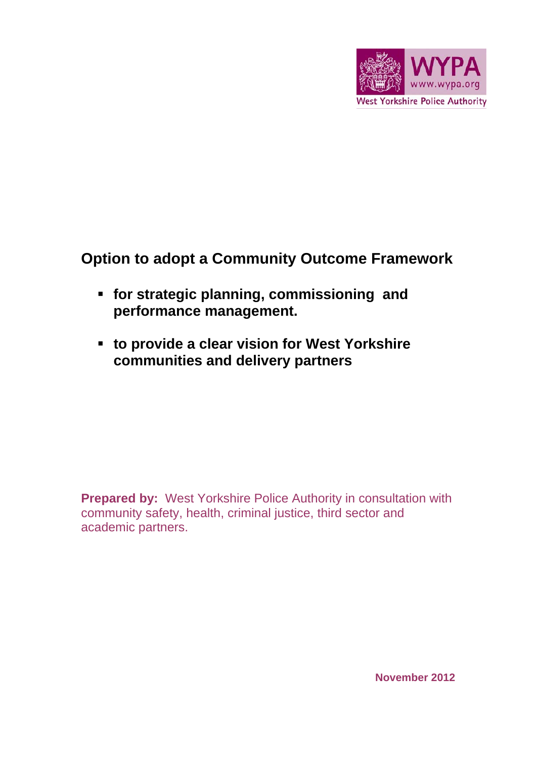WYPA
www.wypa.org
West Yorkshire Police Authority

# Option to adopt a Community Outcome Framework

- **for strategic planning, commissioning and performance management.**
- **to provide a clear vision for West Yorkshire communities and delivery partners**

**Prepared by:** West Yorkshire Police Authority in consultation with community safety, health, criminal justice, third sector and academic partners.

**November 2012**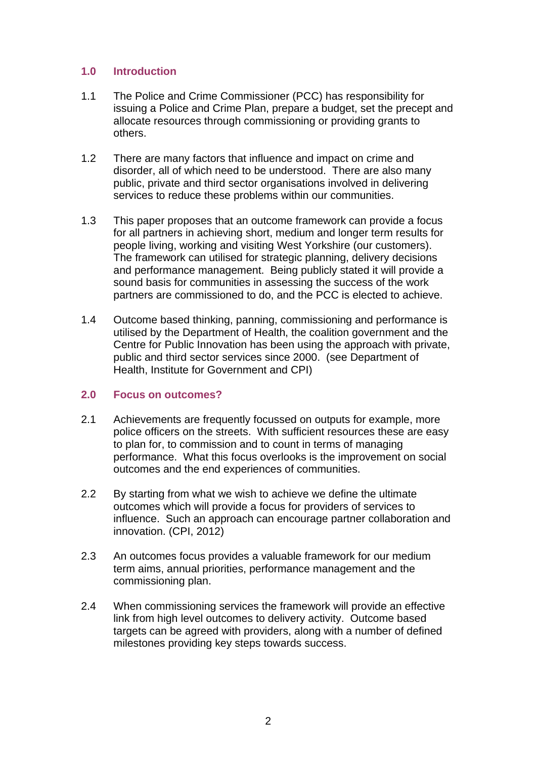## 1.0 Introduction

1.1 The Police and Crime Commissioner (PCC) has responsibility for issuing a Police and Crime Plan, prepare a budget, set the precept and allocate resources through commissioning or providing grants to others.

1.2 There are many factors that influence and impact on crime and disorder, all of which need to be understood. There are also many public, private and third sector organisations involved in delivering services to reduce these problems within our communities.

1.3 This paper proposes that an outcome framework can provide a focus for all partners in achieving short, medium and longer term results for people living, working and visiting West Yorkshire (our customers). The framework can utilised for strategic planning, delivery decisions and performance management. Being publicly stated it will provide a sound basis for communities in assessing the success of the work partners are commissioned to do, and the PCC is elected to achieve.

1.4 Outcome based thinking, panning, commissioning and performance is utilised by the Department of Health, the coalition government and the Centre for Public Innovation has been using the approach with private, public and third sector services since 2000. (see Department of Health, Institute for Government and CPI)

## 2.0 Focus on outcomes?

2.1 Achievements are frequently focussed on outputs for example, more police officers on the streets. With sufficient resources these are easy to plan for, to commission and to count in terms of managing performance. What this focus overlooks is the improvement on social outcomes and the end experiences of communities.

2.2 By starting from what we wish to achieve we define the ultimate outcomes which will provide a focus for providers of services to influence. Such an approach can encourage partner collaboration and innovation. (CPI, 2012)

2.3 An outcomes focus provides a valuable framework for our medium term aims, annual priorities, performance management and the commissioning plan.

2.4 When commissioning services the framework will provide an effective link from high level outcomes to delivery activity. Outcome based targets can be agreed with providers, along with a number of defined milestones providing key steps towards success.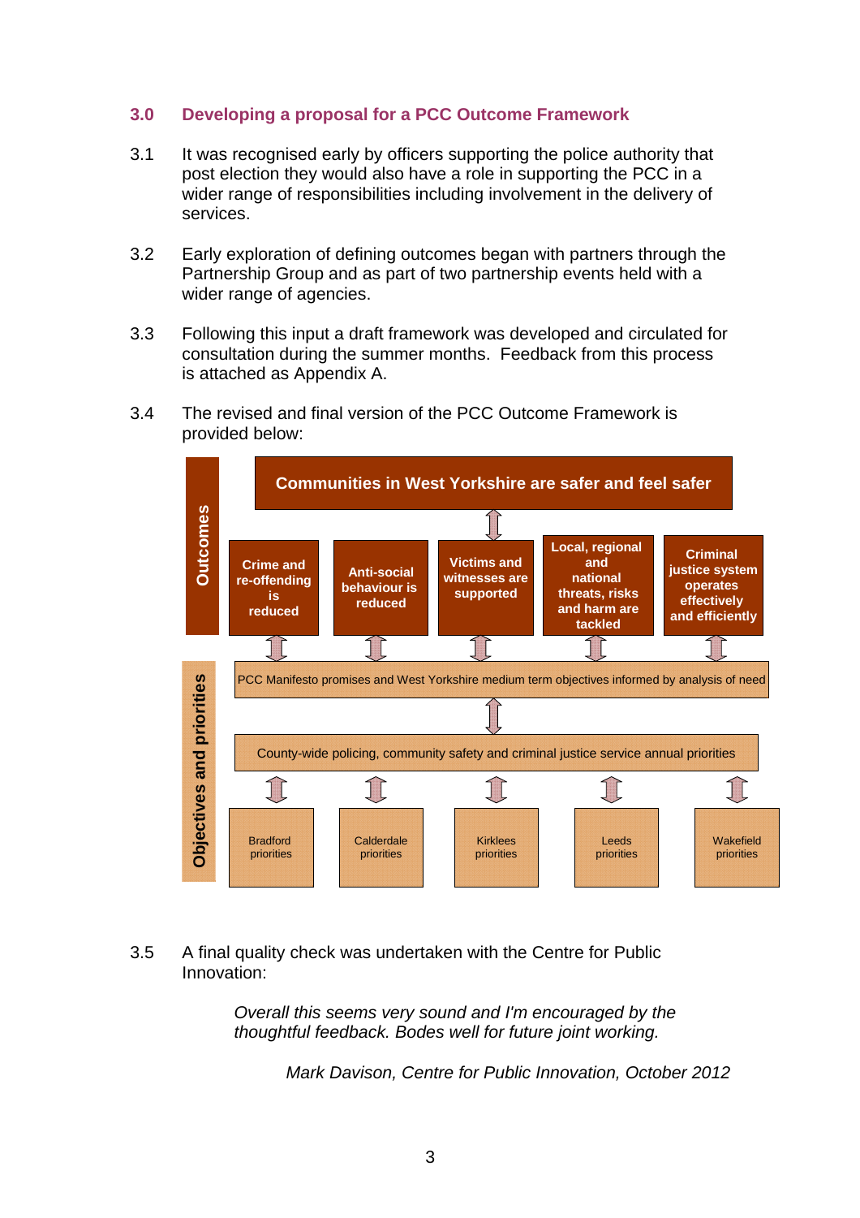## 3.0 Developing a proposal for a PCC Outcome Framework

3.1 It was recognised early by officers supporting the police authority that post election they would also have a role in supporting the PCC in a wider range of responsibilities including involvement in the delivery of services.

3.2 Early exploration of defining outcomes began with partners through the Partnership Group and as part of two partnership events held with a wider range of agencies.

3.3 Following this input a draft framework was developed and circulated for consultation during the summer months. Feedback from this process is attached as Appendix A.

3.4 The revised and final version of the PCC Outcome Framework is provided below:

**Outcomes**

**Communities in West Yorkshire are safer and feel safer**

↕

- **Crime and re-offending is reduced**
- **Anti-social behaviour is reduced**
- **Victims and witnesses are supported**
- **Local, regional and national threats, risks and harm are tackled**
- **Criminal justice system operates effectively and efficiently**

↕

**Objectives and priorities**

PCC Manifesto promises and West Yorkshire medium term objectives informed by analysis of need

↕

County-wide policing, community safety and criminal justice service annual priorities

↕

- Bradford priorities
- Calderdale priorities
- Kirklees priorities
- Leeds priorities
- Wakefield priorities

3.5 A final quality check was undertaken with the Centre for Public Innovation:

> *Overall this seems very sound and I'm encouraged by the thoughtful feedback. Bodes well for future joint working.*
>
> *Mark Davison, Centre for Public Innovation, October 2012*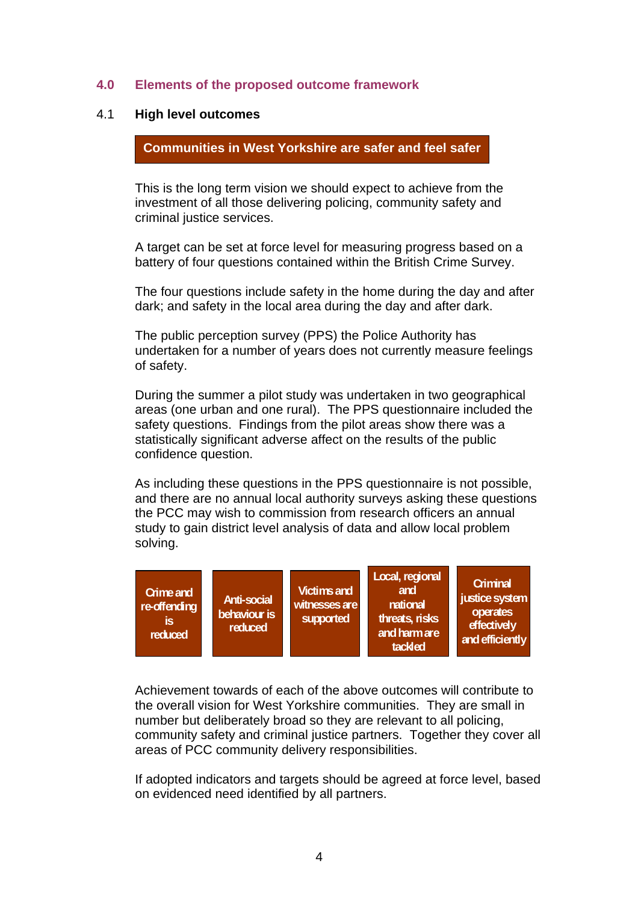## 4.0 Elements of the proposed outcome framework

### 4.1 High level outcomes

**Communities in West Yorkshire are safer and feel safer**

This is the long term vision we should expect to achieve from the investment of all those delivering policing, community safety and criminal justice services.

A target can be set at force level for measuring progress based on a battery of four questions contained within the British Crime Survey.

The four questions include safety in the home during the day and after dark; and safety in the local area during the day and after dark.

The public perception survey (PPS) the Police Authority has undertaken for a number of years does not currently measure feelings of safety.

During the summer a pilot study was undertaken in two geographical areas (one urban and one rural). The PPS questionnaire included the safety questions. Findings from the pilot areas show there was a statistically significant adverse affect on the results of the public confidence question.

As including these questions in the PPS questionnaire is not possible, and there are no annual local authority surveys asking these questions the PCC may wish to commission from research officers an annual study to gain district level analysis of data and allow local problem solving.

| Crime and re-offending is reduced | Anti-social behaviour is reduced | Victims and witnesses are supported | Local, regional and national threats, risks and harm are tackled | Criminal justice system operates effectively and efficiently |
|---|---|---|---|---|

Achievement towards of each of the above outcomes will contribute to the overall vision for West Yorkshire communities. They are small in number but deliberately broad so they are relevant to all policing, community safety and criminal justice partners. Together they cover all areas of PCC community delivery responsibilities.

If adopted indicators and targets should be agreed at force level, based on evidenced need identified by all partners.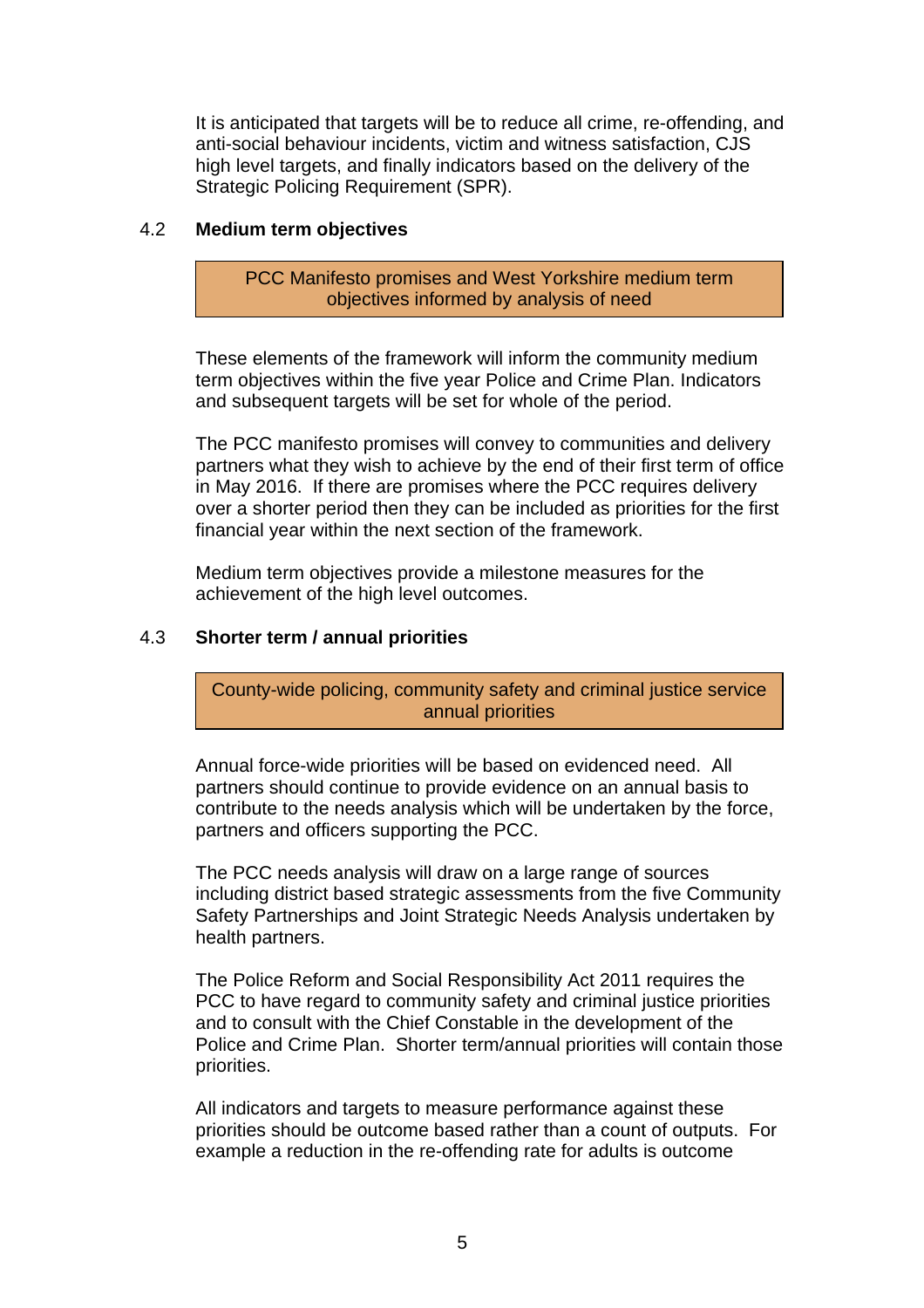It is anticipated that targets will be to reduce all crime, re-offending, and anti-social behaviour incidents, victim and witness satisfaction, CJS high level targets, and finally indicators based on the delivery of the Strategic Policing Requirement (SPR).

### 4.2 Medium term objectives

| PCC Manifesto promises and West Yorkshire medium term objectives informed by analysis of need |
|---|

These elements of the framework will inform the community medium term objectives within the five year Police and Crime Plan. Indicators and subsequent targets will be set for whole of the period.

The PCC manifesto promises will convey to communities and delivery partners what they wish to achieve by the end of their first term of office in May 2016. If there are promises where the PCC requires delivery over a shorter period then they can be included as priorities for the first financial year within the next section of the framework.

Medium term objectives provide a milestone measures for the achievement of the high level outcomes.

### 4.3 Shorter term / annual priorities

| County-wide policing, community safety and criminal justice service annual priorities |
|---|

Annual force-wide priorities will be based on evidenced need. All partners should continue to provide evidence on an annual basis to contribute to the needs analysis which will be undertaken by the force, partners and officers supporting the PCC.

The PCC needs analysis will draw on a large range of sources including district based strategic assessments from the five Community Safety Partnerships and Joint Strategic Needs Analysis undertaken by health partners.

The Police Reform and Social Responsibility Act 2011 requires the PCC to have regard to community safety and criminal justice priorities and to consult with the Chief Constable in the development of the Police and Crime Plan. Shorter term/annual priorities will contain those priorities.

All indicators and targets to measure performance against these priorities should be outcome based rather than a count of outputs. For example a reduction in the re-offending rate for adults is outcome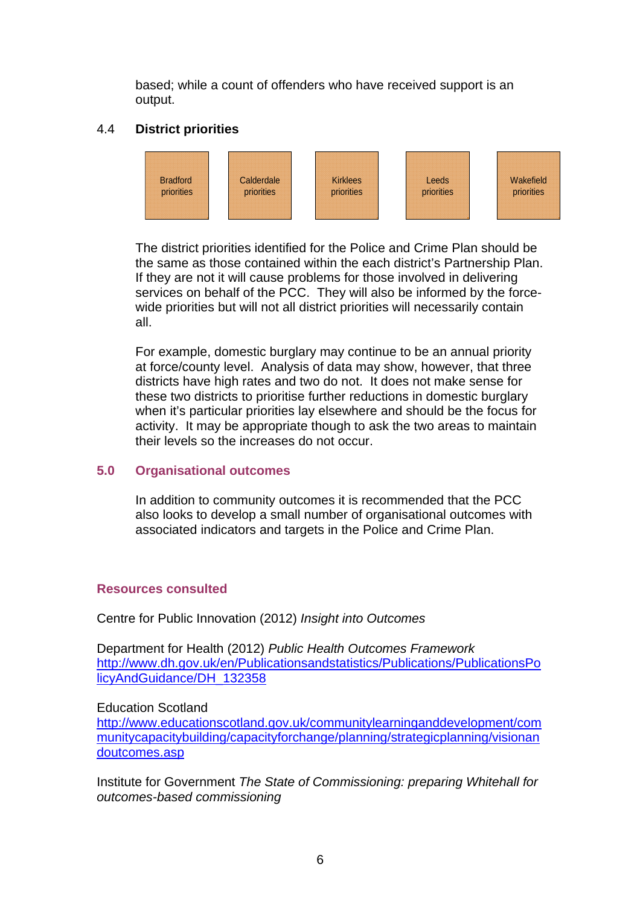based; while a count of offenders who have received support is an output.

### 4.4 District priorities

| Bradford priorities | Calderdale priorities | Kirklees priorities | Leeds priorities | Wakefield priorities |
|---|---|---|---|---|

The district priorities identified for the Police and Crime Plan should be the same as those contained within the each district's Partnership Plan. If they are not it will cause problems for those involved in delivering services on behalf of the PCC. They will also be informed by the force-wide priorities but will not all district priorities will necessarily contain all.

For example, domestic burglary may continue to be an annual priority at force/county level. Analysis of data may show, however, that three districts have high rates and two do not. It does not make sense for these two districts to prioritise further reductions in domestic burglary when it's particular priorities lay elsewhere and should be the focus for activity. It may be appropriate though to ask the two areas to maintain their levels so the increases do not occur.

## 5.0 Organisational outcomes

In addition to community outcomes it is recommended that the PCC also looks to develop a small number of organisational outcomes with associated indicators and targets in the Police and Crime Plan.

## Resources consulted

Centre for Public Innovation (2012) *Insight into Outcomes*

Department for Health (2012) *Public Health Outcomes Framework*
http://www.dh.gov.uk/en/Publicationsandstatistics/Publications/PublicationsPolicyAndGuidance/DH_132358

Education Scotland
http://www.educationscotland.gov.uk/communitylearninganddevelopment/communitycapacitybuilding/capacityforchange/planning/strategicplanning/visionandoutcomes.asp

Institute for Government *The State of Commissioning: preparing Whitehall for outcomes-based commissioning*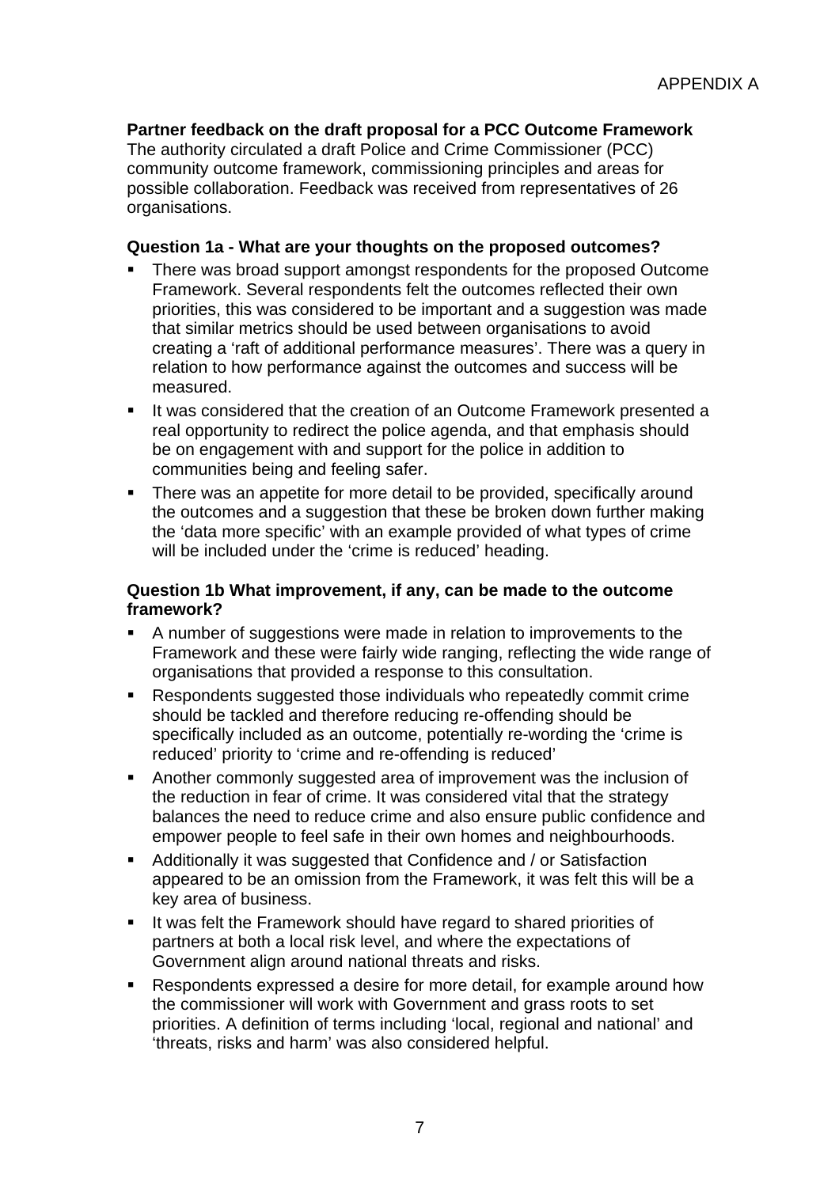APPENDIX A

**Partner feedback on the draft proposal for a PCC Outcome Framework**

The authority circulated a draft Police and Crime Commissioner (PCC) community outcome framework, commissioning principles and areas for possible collaboration. Feedback was received from representatives of 26 organisations.

**Question 1a - What are your thoughts on the proposed outcomes?**

- There was broad support amongst respondents for the proposed Outcome Framework. Several respondents felt the outcomes reflected their own priorities, this was considered to be important and a suggestion was made that similar metrics should be used between organisations to avoid creating a 'raft of additional performance measures'. There was a query in relation to how performance against the outcomes and success will be measured.
- It was considered that the creation of an Outcome Framework presented a real opportunity to redirect the police agenda, and that emphasis should be on engagement with and support for the police in addition to communities being and feeling safer.
- There was an appetite for more detail to be provided, specifically around the outcomes and a suggestion that these be broken down further making the 'data more specific' with an example provided of what types of crime will be included under the 'crime is reduced' heading.

**Question 1b What improvement, if any, can be made to the outcome framework?**

- A number of suggestions were made in relation to improvements to the Framework and these were fairly wide ranging, reflecting the wide range of organisations that provided a response to this consultation.
- Respondents suggested those individuals who repeatedly commit crime should be tackled and therefore reducing re-offending should be specifically included as an outcome, potentially re-wording the 'crime is reduced' priority to 'crime and re-offending is reduced'
- Another commonly suggested area of improvement was the inclusion of the reduction in fear of crime. It was considered vital that the strategy balances the need to reduce crime and also ensure public confidence and empower people to feel safe in their own homes and neighbourhoods.
- Additionally it was suggested that Confidence and / or Satisfaction appeared to be an omission from the Framework, it was felt this will be a key area of business.
- It was felt the Framework should have regard to shared priorities of partners at both a local risk level, and where the expectations of Government align around national threats and risks.
- Respondents expressed a desire for more detail, for example around how the commissioner will work with Government and grass roots to set priorities. A definition of terms including 'local, regional and national' and 'threats, risks and harm' was also considered helpful.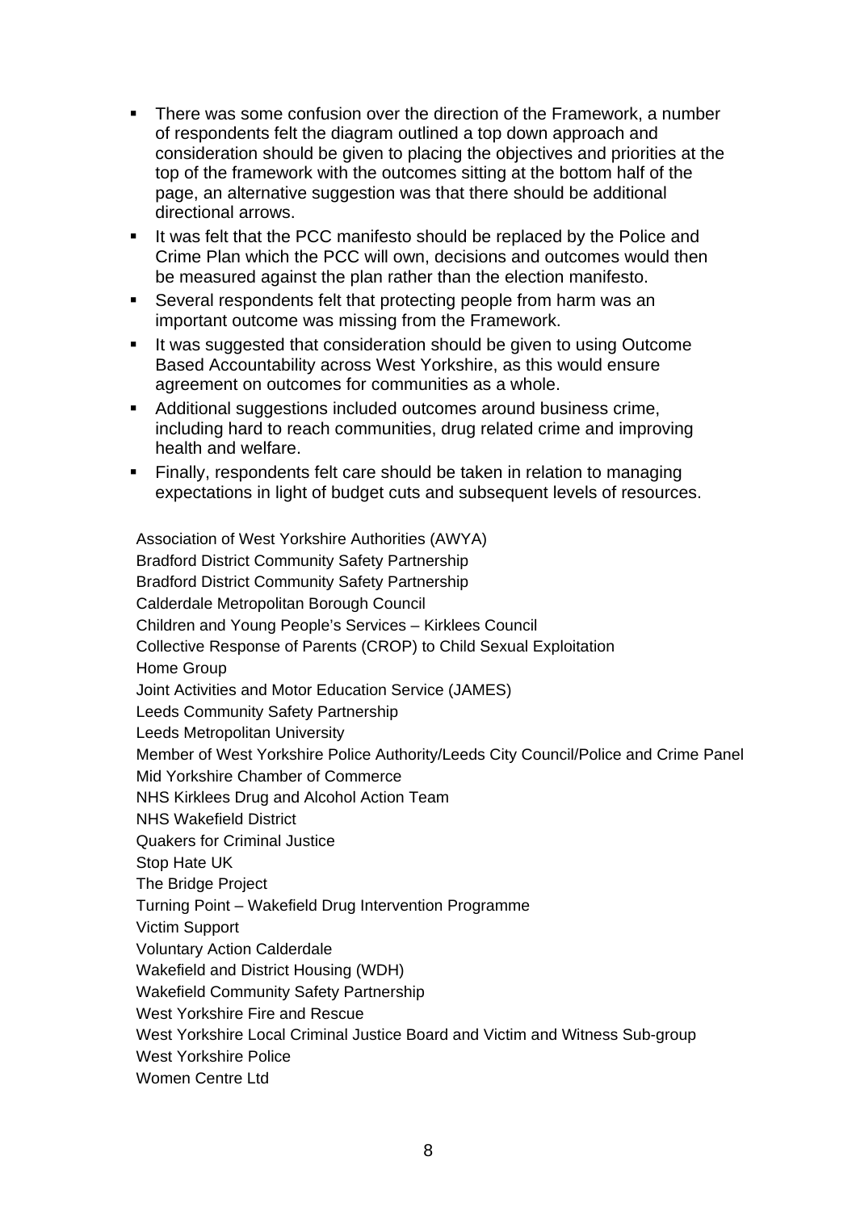- There was some confusion over the direction of the Framework, a number of respondents felt the diagram outlined a top down approach and consideration should be given to placing the objectives and priorities at the top of the framework with the outcomes sitting at the bottom half of the page, an alternative suggestion was that there should be additional directional arrows.
- It was felt that the PCC manifesto should be replaced by the Police and Crime Plan which the PCC will own, decisions and outcomes would then be measured against the plan rather than the election manifesto.
- Several respondents felt that protecting people from harm was an important outcome was missing from the Framework.
- It was suggested that consideration should be given to using Outcome Based Accountability across West Yorkshire, as this would ensure agreement on outcomes for communities as a whole.
- Additional suggestions included outcomes around business crime, including hard to reach communities, drug related crime and improving health and welfare.
- Finally, respondents felt care should be taken in relation to managing expectations in light of budget cuts and subsequent levels of resources.

Association of West Yorkshire Authorities (AWYA)
Bradford District Community Safety Partnership
Bradford District Community Safety Partnership
Calderdale Metropolitan Borough Council
Children and Young People's Services – Kirklees Council
Collective Response of Parents (CROP) to Child Sexual Exploitation
Home Group
Joint Activities and Motor Education Service (JAMES)
Leeds Community Safety Partnership
Leeds Metropolitan University
Member of West Yorkshire Police Authority/Leeds City Council/Police and Crime Panel
Mid Yorkshire Chamber of Commerce
NHS Kirklees Drug and Alcohol Action Team
NHS Wakefield District
Quakers for Criminal Justice
Stop Hate UK
The Bridge Project
Turning Point – Wakefield Drug Intervention Programme
Victim Support
Voluntary Action Calderdale
Wakefield and District Housing (WDH)
Wakefield Community Safety Partnership
West Yorkshire Fire and Rescue
West Yorkshire Local Criminal Justice Board and Victim and Witness Sub-group
West Yorkshire Police
Women Centre Ltd